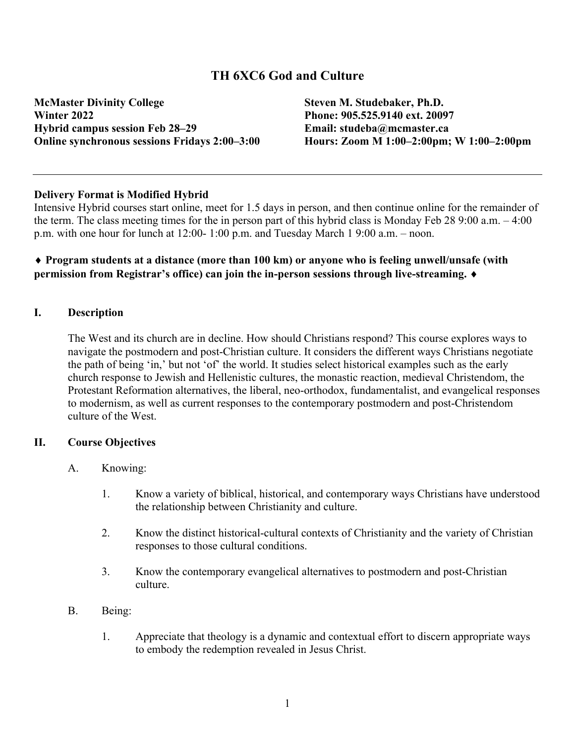# TH 6XC6 God and Culture

**McMaster Divinity College**
**Winter 2022**
**Hybrid campus session Feb 28–29**
**Online synchronous sessions Fridays 2:00–3:00**

**Steven M. Studebaker, Ph.D.**
**Phone: 905.525.9140 ext. 20097**
**Email: studeba@mcmaster.ca**
**Hours: Zoom M 1:00–2:00pm; W 1:00–2:00pm**

---

**Delivery Format is Modified Hybrid**
Intensive Hybrid courses start online, meet for 1.5 days in person, and then continue online for the remainder of the term. The class meeting times for the in person part of this hybrid class is Monday Feb 28 9:00 a.m. – 4:00 p.m. with one hour for lunch at 12:00- 1:00 p.m. and Tuesday March 1 9:00 a.m. – noon.

**♦ Program students at a distance (more than 100 km) or anyone who is feeling unwell/unsafe (with permission from Registrar's office) can join the in-person sessions through live-streaming. ♦**

## I. Description

The West and its church are in decline. How should Christians respond? This course explores ways to navigate the postmodern and post-Christian culture. It considers the different ways Christians negotiate the path of being 'in,' but not 'of' the world. It studies select historical examples such as the early church response to Jewish and Hellenistic cultures, the monastic reaction, medieval Christendom, the Protestant Reformation alternatives, the liberal, neo-orthodox, fundamentalist, and evangelical responses to modernism, as well as current responses to the contemporary postmodern and post-Christendom culture of the West.

## II. Course Objectives

A. Knowing:

1. Know a variety of biblical, historical, and contemporary ways Christians have understood the relationship between Christianity and culture.
2. Know the distinct historical-cultural contexts of Christianity and the variety of Christian responses to those cultural conditions.
3. Know the contemporary evangelical alternatives to postmodern and post-Christian culture.

B. Being:

1. Appreciate that theology is a dynamic and contextual effort to discern appropriate ways to embody the redemption revealed in Jesus Christ.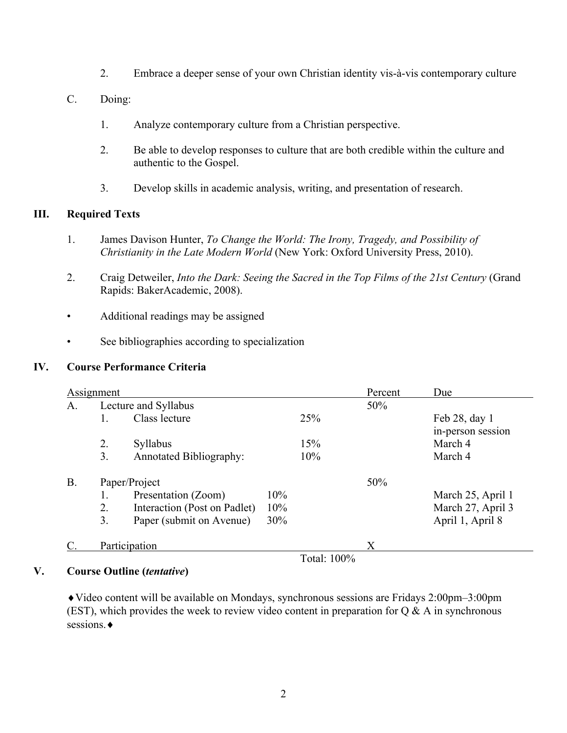2. Embrace a deeper sense of your own Christian identity vis-à-vis contemporary culture

C. Doing:

1. Analyze contemporary culture from a Christian perspective.

2. Be able to develop responses to culture that are both credible within the culture and authentic to the Gospel.

3. Develop skills in academic analysis, writing, and presentation of research.

## III. Required Texts

1. James Davison Hunter, *To Change the World: The Irony, Tragedy, and Possibility of Christianity in the Late Modern World* (New York: Oxford University Press, 2010).

2. Craig Detweiler, *Into the Dark: Seeing the Sacred in the Top Films of the 21st Century* (Grand Rapids: BakerAcademic, 2008).

- Additional readings may be assigned
- See bibliographies according to specialization

## IV. Course Performance Criteria

| Assignment | | | | Percent | Due |
|---|---|---|---|---|---|
| A. | Lecture and Syllabus | | | 50% | |
| | 1. Class lecture | | 25% | | Feb 28, day 1 in-person session |
| | 2. Syllabus | | 15% | | March 4 |
| | 3. Annotated Bibliography: | | 10% | | March 4 |
| B. | Paper/Project | | | 50% | |
| | 1. Presentation (Zoom) | 10% | | | March 25, April 1 |
| | 2. Interaction (Post on Padlet) | 10% | | | March 27, April 3 |
| | 3. Paper (submit on Avenue) | 30% | | | April 1, April 8 |
| C. | Participation | | | X | |
| | | | Total: 100% | | |

## V. Course Outline (*tentative*)

♦Video content will be available on Mondays, synchronous sessions are Fridays 2:00pm–3:00pm (EST), which provides the week to review video content in preparation for Q & A in synchronous sessions.♦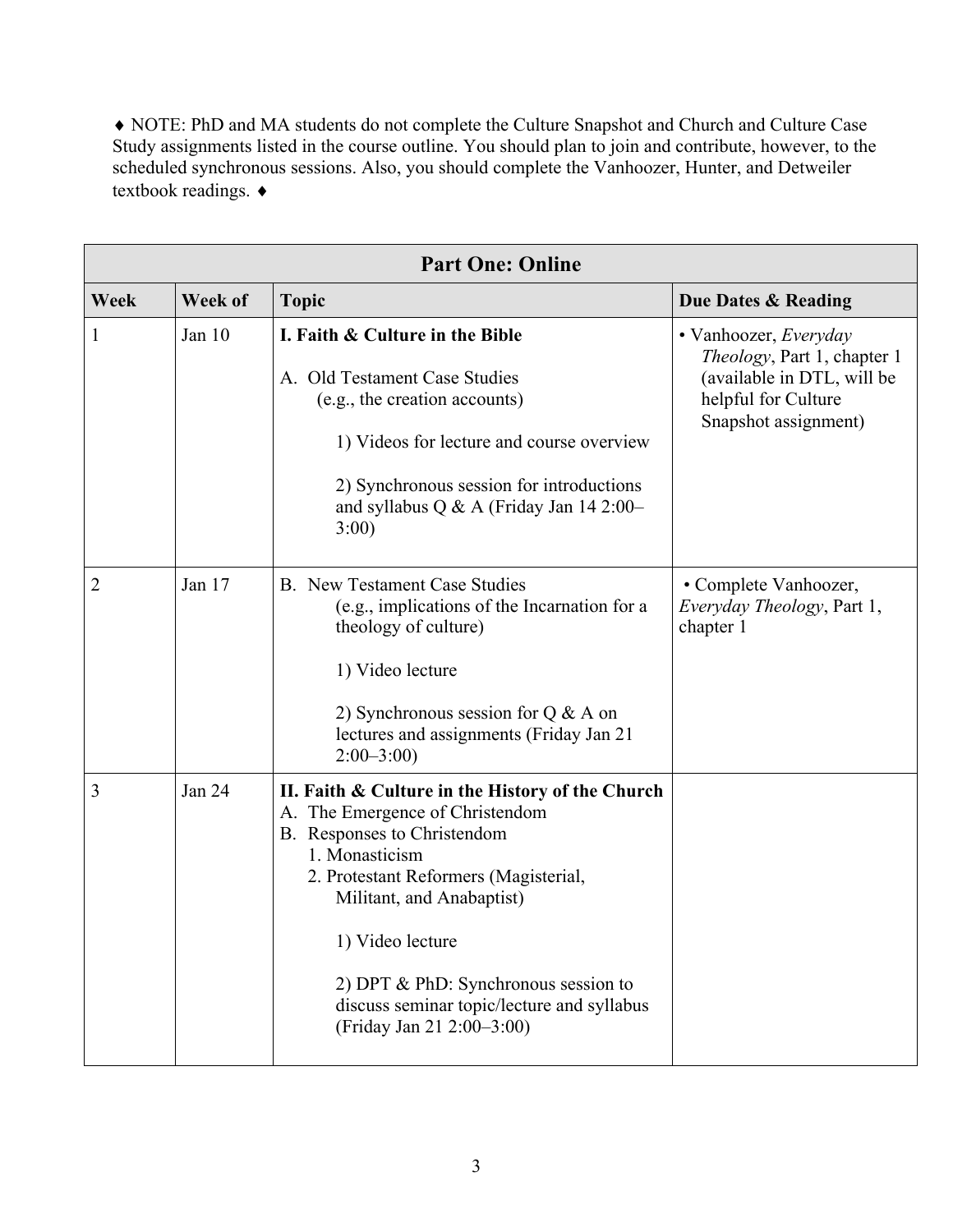♦ NOTE: PhD and MA students do not complete the Culture Snapshot and Church and Culture Case Study assignments listed in the course outline. You should plan to join and contribute, however, to the scheduled synchronous sessions. Also, you should complete the Vanhoozer, Hunter, and Detweiler textbook readings. ♦

| **Part One: Online** | | | |
|---|---|---|---|
| **Week** | **Week of** | **Topic** | **Due Dates & Reading** |
| 1 | Jan 10 | **I. Faith & Culture in the Bible**<br><br>A. Old Testament Case Studies (e.g., the creation accounts)<br><br>1) Videos for lecture and course overview<br><br>2) Synchronous session for introductions and syllabus Q & A (Friday Jan 14 2:00–3:00) | • Vanhoozer, *Everyday Theology*, Part 1, chapter 1 (available in DTL, will be helpful for Culture Snapshot assignment) |
| 2 | Jan 17 | B. New Testament Case Studies (e.g., implications of the Incarnation for a theology of culture)<br><br>1) Video lecture<br><br>2) Synchronous session for Q & A on lectures and assignments (Friday Jan 21 2:00–3:00) | • Complete Vanhoozer, *Everyday Theology*, Part 1, chapter 1 |
| 3 | Jan 24 | **II. Faith & Culture in the History of the Church**<br>A. The Emergence of Christendom<br>B. Responses to Christendom<br>1. Monasticism<br>2. Protestant Reformers (Magisterial, Militant, and Anabaptist)<br><br>1) Video lecture<br><br>2) DPT & PhD: Synchronous session to discuss seminar topic/lecture and syllabus (Friday Jan 21 2:00–3:00) | |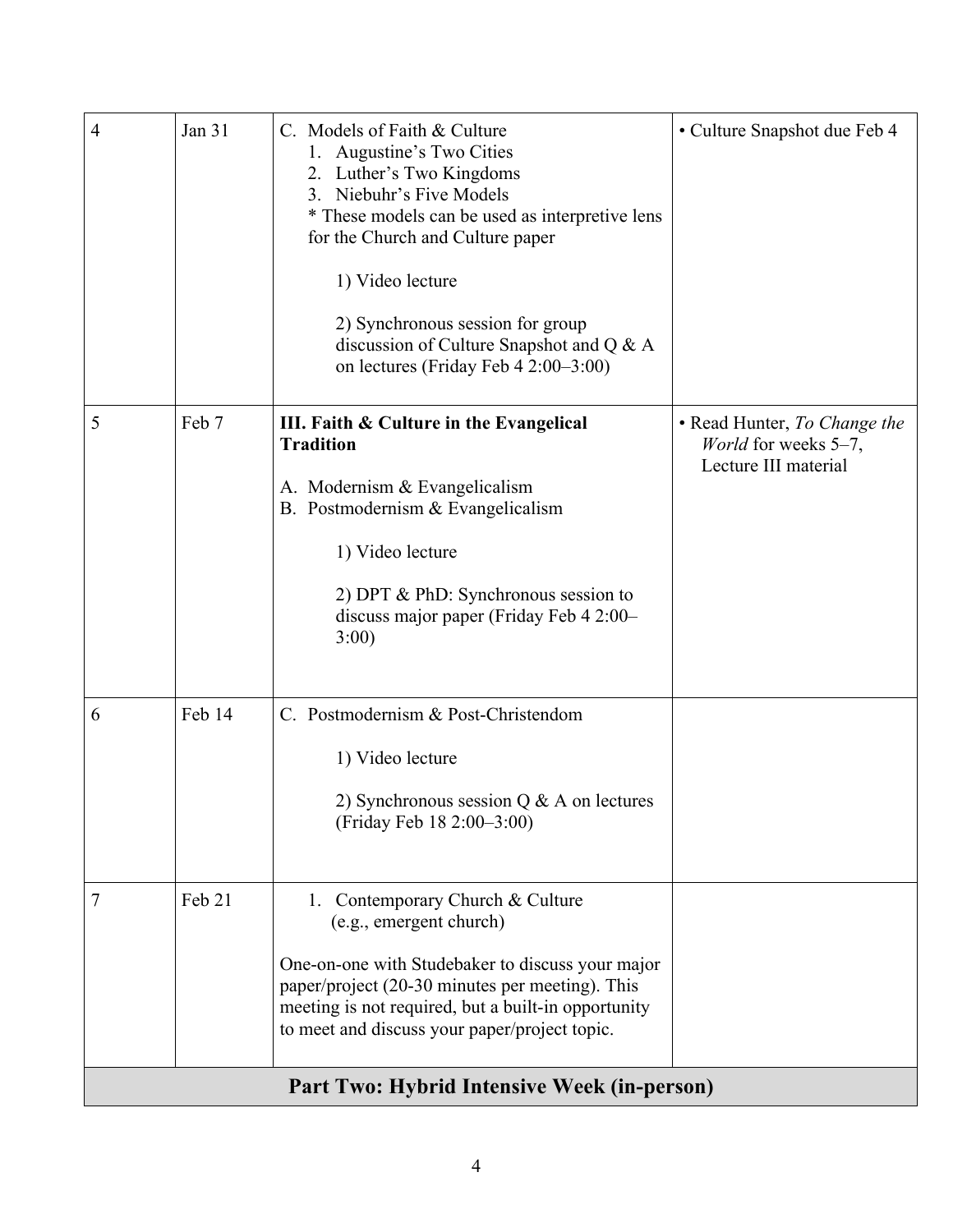| 4 | Jan 31 | C. Models of Faith & Culture<br>1. Augustine's Two Cities<br>2. Luther's Two Kingdoms<br>3. Niebuhr's Five Models<br>* These models can be used as interpretive lens for the Church and Culture paper<br><br>1) Video lecture<br><br>2) Synchronous session for group discussion of Culture Snapshot and Q & A on lectures (Friday Feb 4 2:00–3:00) | • Culture Snapshot due Feb 4 |
|---|---|---|---|
| 5 | Feb 7 | **III. Faith & Culture in the Evangelical Tradition**<br><br>A. Modernism & Evangelicalism<br>B. Postmodernism & Evangelicalism<br><br>1) Video lecture<br><br>2) DPT & PhD: Synchronous session to discuss major paper (Friday Feb 4 2:00–3:00) | • Read Hunter, *To Change the World* for weeks 5–7, Lecture III material |
| 6 | Feb 14 | C. Postmodernism & Post-Christendom<br><br>1) Video lecture<br><br>2) Synchronous session Q & A on lectures (Friday Feb 18 2:00–3:00) | |
| 7 | Feb 21 | 1. Contemporary Church & Culture (e.g., emergent church)<br><br>One-on-one with Studebaker to discuss your major paper/project (20-30 minutes per meeting). This meeting is not required, but a built-in opportunity to meet and discuss your paper/project topic. | |
| **Part Two: Hybrid Intensive Week (in-person)** | | | |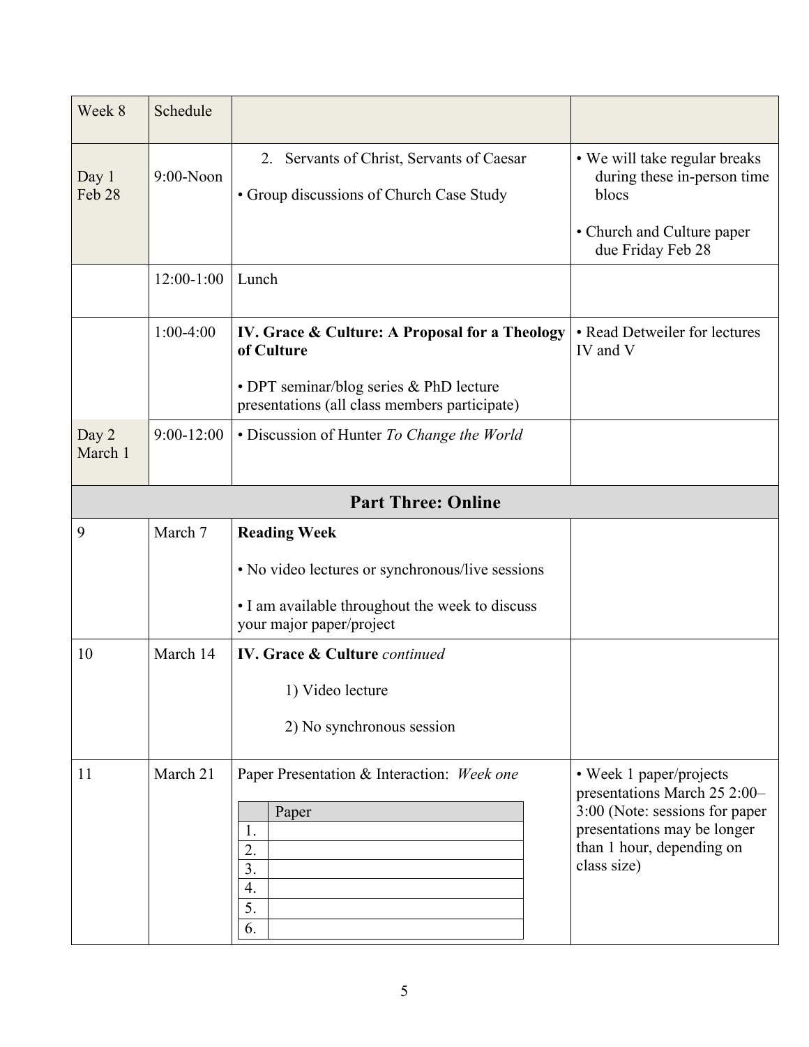| Week 8 | Schedule | | |
|---|---|---|---|
| Day 1 Feb 28 | 9:00-Noon | 2. Servants of Christ, Servants of Caesar<br><br>• Group discussions of Church Case Study | • We will take regular breaks during these in-person time blocs<br><br>• Church and Culture paper due Friday Feb 28 |
| | 12:00-1:00 | Lunch | |
| | 1:00-4:00 | **IV. Grace & Culture: A Proposal for a Theology of Culture**<br><br>• DPT seminar/blog series & PhD lecture presentations (all class members participate) | • Read Detweiler for lectures IV and V |
| Day 2 March 1 | 9:00-12:00 | • Discussion of Hunter *To Change the World* | |
| **Part Three: Online** | | | |
| 9 | March 7 | **Reading Week**<br><br>• No video lectures or synchronous/live sessions<br><br>• I am available throughout the week to discuss your major paper/project | |
| 10 | March 14 | **IV. Grace & Culture** *continued*<br><br>1) Video lecture<br><br>2) No synchronous session | |
| 11 | March 21 | Paper Presentation & Interaction: *Week one*<br><br>Paper<br>1.<br>2.<br>3.<br>4.<br>5.<br>6. | • Week 1 paper/projects presentations March 25 2:00–3:00 (Note: sessions for paper presentations may be longer than 1 hour, depending on class size) |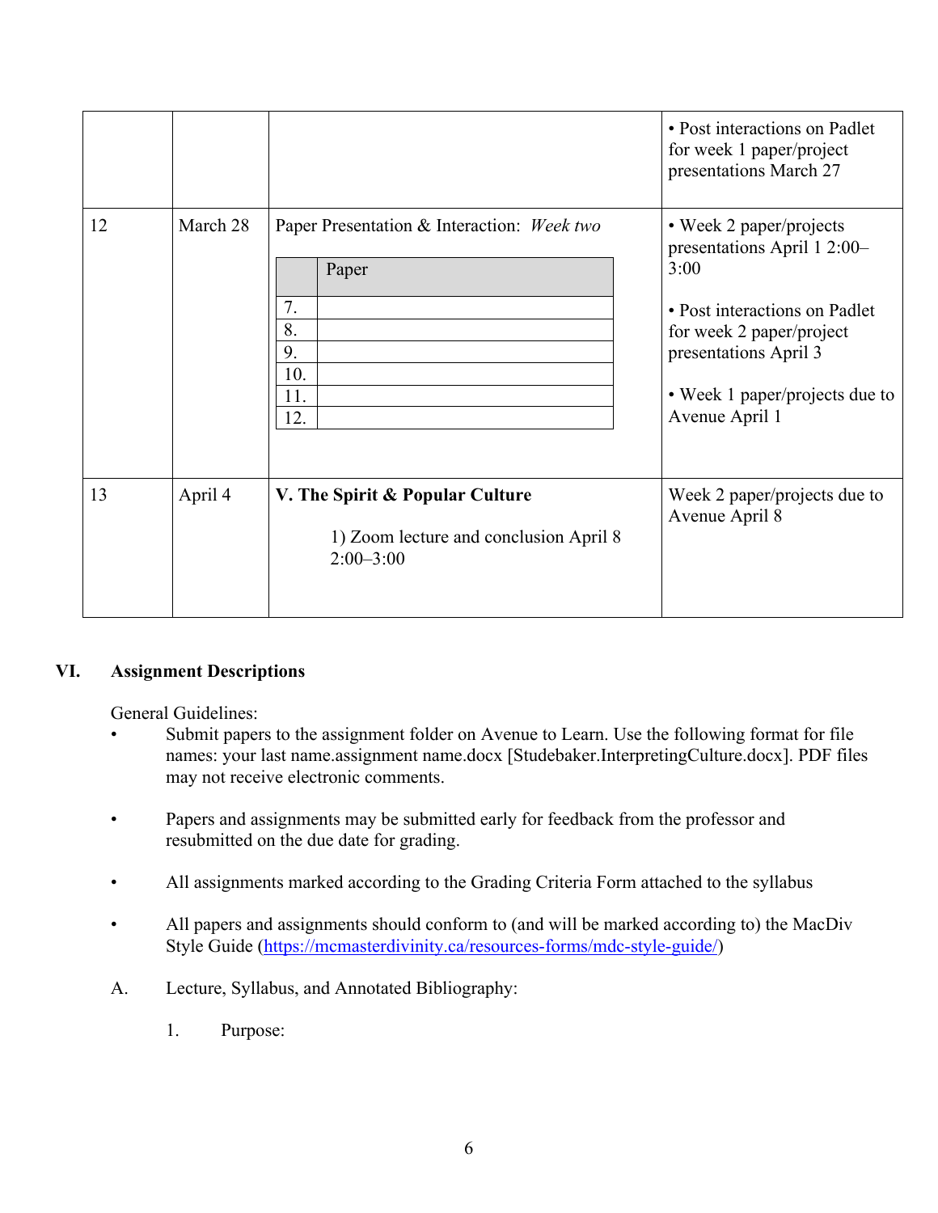| | | | |
|---|---|---|---|
| | | | • Post interactions on Padlet for week 1 paper/project presentations March 27 |
| 12 | March 28 | Paper Presentation & Interaction: *Week two*<br><br>Paper<br>7.<br>8.<br>9.<br>10.<br>11.<br>12. | • Week 2 paper/projects presentations April 1 2:00–3:00<br><br>• Post interactions on Padlet for week 2 paper/project presentations April 3<br><br>• Week 1 paper/projects due to Avenue April 1 |
| 13 | April 4 | **V. The Spirit & Popular Culture**<br><br>1) Zoom lecture and conclusion April 8 2:00–3:00 | Week 2 paper/projects due to Avenue April 8 |

## VI. Assignment Descriptions

General Guidelines:

- Submit papers to the assignment folder on Avenue to Learn. Use the following format for file names: your last name.assignment name.docx [Studebaker.InterpretingCulture.docx]. PDF files may not receive electronic comments.

- Papers and assignments may be submitted early for feedback from the professor and resubmitted on the due date for grading.

- All assignments marked according to the Grading Criteria Form attached to the syllabus

- All papers and assignments should conform to (and will be marked according to) the MacDiv Style Guide (https://mcmasterdivinity.ca/resources-forms/mdc-style-guide/)

A. Lecture, Syllabus, and Annotated Bibliography:

1. Purpose: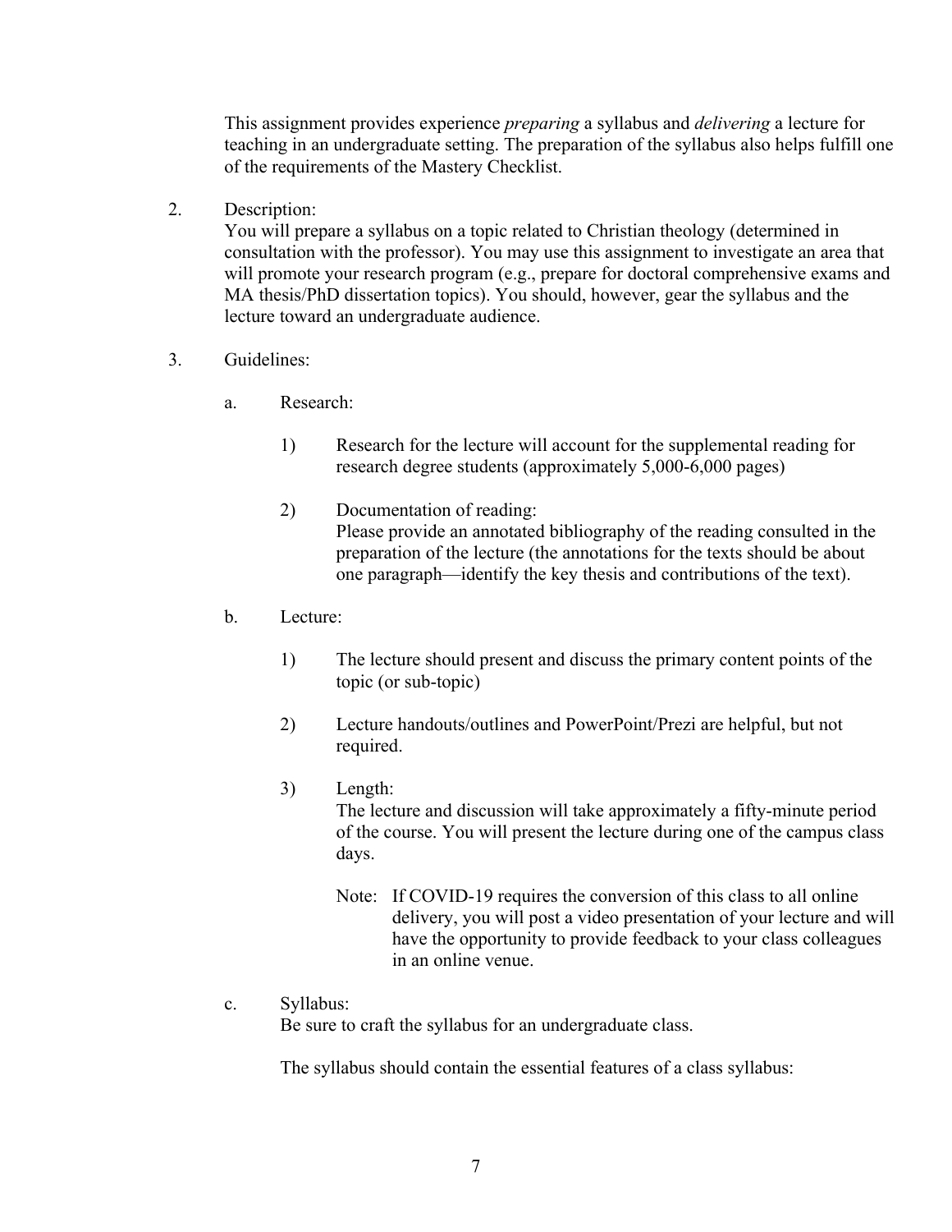This assignment provides experience *preparing* a syllabus and *delivering* a lecture for teaching in an undergraduate setting. The preparation of the syllabus also helps fulfill one of the requirements of the Mastery Checklist.

2. Description:
   You will prepare a syllabus on a topic related to Christian theology (determined in consultation with the professor). You may use this assignment to investigate an area that will promote your research program (e.g., prepare for doctoral comprehensive exams and MA thesis/PhD dissertation topics). You should, however, gear the syllabus and the lecture toward an undergraduate audience.

3. Guidelines:

   a. Research:

      1) Research for the lecture will account for the supplemental reading for research degree students (approximately 5,000-6,000 pages)

      2) Documentation of reading:
         Please provide an annotated bibliography of the reading consulted in the preparation of the lecture (the annotations for the texts should be about one paragraph—identify the key thesis and contributions of the text).

   b. Lecture:

      1) The lecture should present and discuss the primary content points of the topic (or sub-topic)

      2) Lecture handouts/outlines and PowerPoint/Prezi are helpful, but not required.

      3) Length:
         The lecture and discussion will take approximately a fifty-minute period of the course. You will present the lecture during one of the campus class days.

         Note: If COVID-19 requires the conversion of this class to all online delivery, you will post a video presentation of your lecture and will have the opportunity to provide feedback to your class colleagues in an online venue.

   c. Syllabus:
      Be sure to craft the syllabus for an undergraduate class.

      The syllabus should contain the essential features of a class syllabus: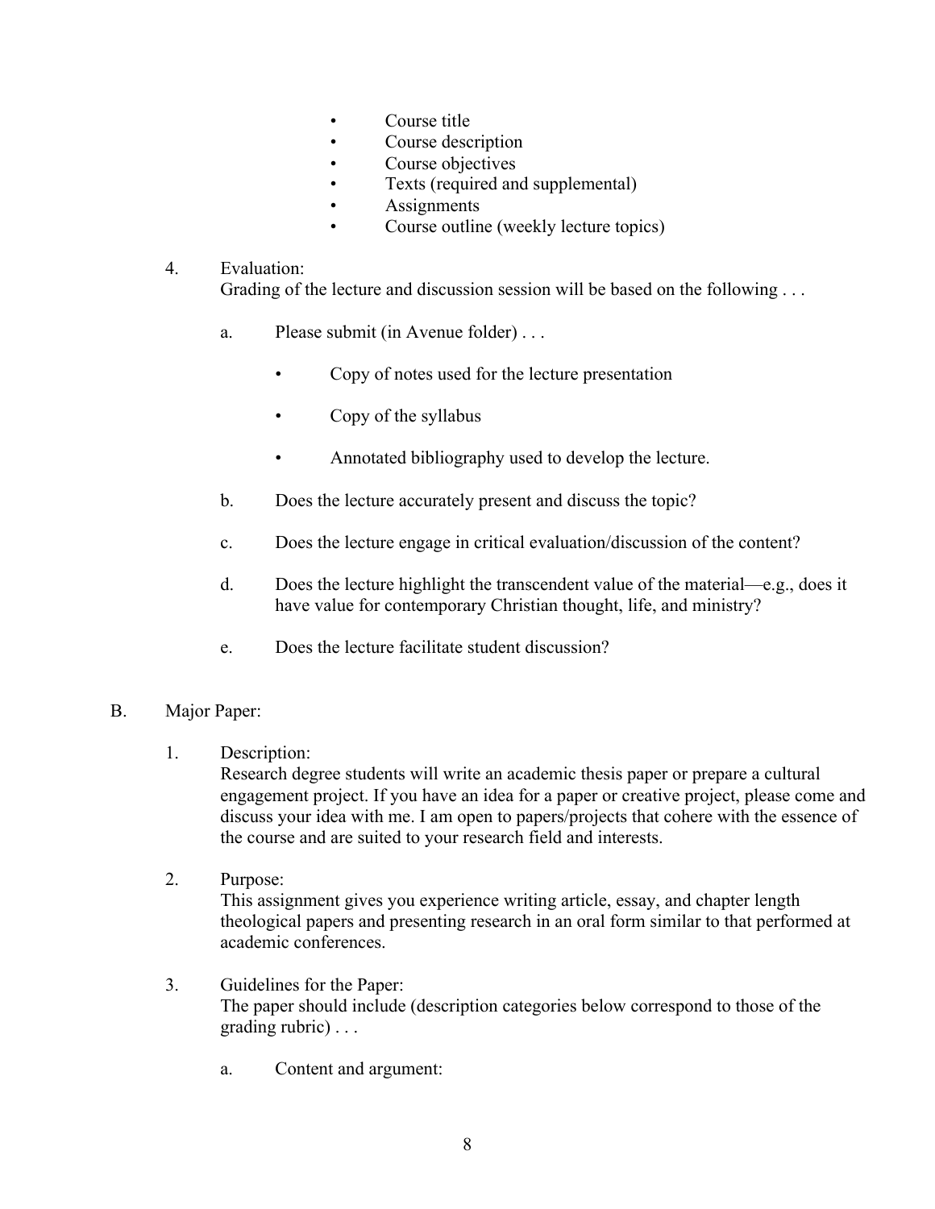- Course title
- Course description
- Course objectives
- Texts (required and supplemental)
- Assignments
- Course outline (weekly lecture topics)

4. Evaluation:
   Grading of the lecture and discussion session will be based on the following . . .

   a. Please submit (in Avenue folder) . . .

      - Copy of notes used for the lecture presentation

      - Copy of the syllabus

      - Annotated bibliography used to develop the lecture.

   b. Does the lecture accurately present and discuss the topic?

   c. Does the lecture engage in critical evaluation/discussion of the content?

   d. Does the lecture highlight the transcendent value of the material—e.g., does it have value for contemporary Christian thought, life, and ministry?

   e. Does the lecture facilitate student discussion?

B. Major Paper:

1. Description:
   Research degree students will write an academic thesis paper or prepare a cultural engagement project. If you have an idea for a paper or creative project, please come and discuss your idea with me. I am open to papers/projects that cohere with the essence of the course and are suited to your research field and interests.

2. Purpose:
   This assignment gives you experience writing article, essay, and chapter length theological papers and presenting research in an oral form similar to that performed at academic conferences.

3. Guidelines for the Paper:
   The paper should include (description categories below correspond to those of the grading rubric) . . .

   a. Content and argument: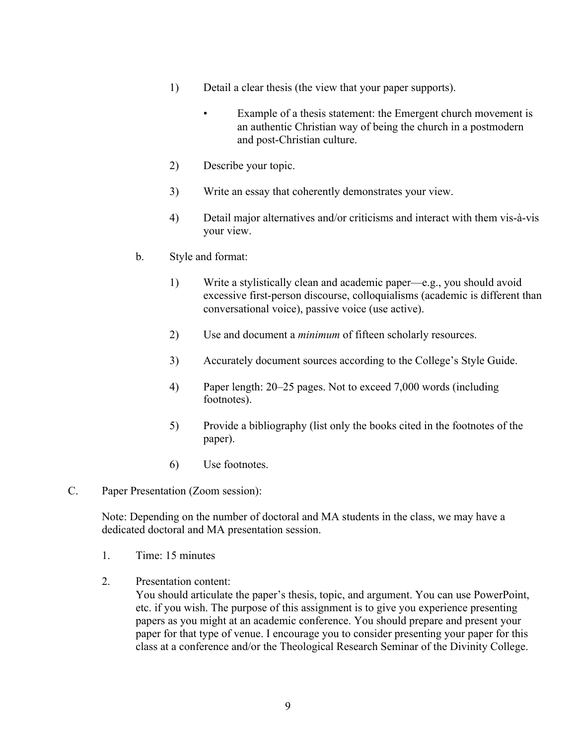1) Detail a clear thesis (the view that your paper supports).

    - Example of a thesis statement: the Emergent church movement is an authentic Christian way of being the church in a postmodern and post-Christian culture.

2) Describe your topic.

3) Write an essay that coherently demonstrates your view.

4) Detail major alternatives and/or criticisms and interact with them vis-à-vis your view.

b. Style and format:

1) Write a stylistically clean and academic paper—e.g., you should avoid excessive first-person discourse, colloquialisms (academic is different than conversational voice), passive voice (use active).

2) Use and document a *minimum* of fifteen scholarly resources.

3) Accurately document sources according to the College's Style Guide.

4) Paper length: 20–25 pages. Not to exceed 7,000 words (including footnotes).

5) Provide a bibliography (list only the books cited in the footnotes of the paper).

6) Use footnotes.

C. Paper Presentation (Zoom session):

Note: Depending on the number of doctoral and MA students in the class, we may have a dedicated doctoral and MA presentation session.

1. Time: 15 minutes

2. Presentation content:
You should articulate the paper's thesis, topic, and argument. You can use PowerPoint, etc. if you wish. The purpose of this assignment is to give you experience presenting papers as you might at an academic conference. You should prepare and present your paper for that type of venue. I encourage you to consider presenting your paper for this class at a conference and/or the Theological Research Seminar of the Divinity College.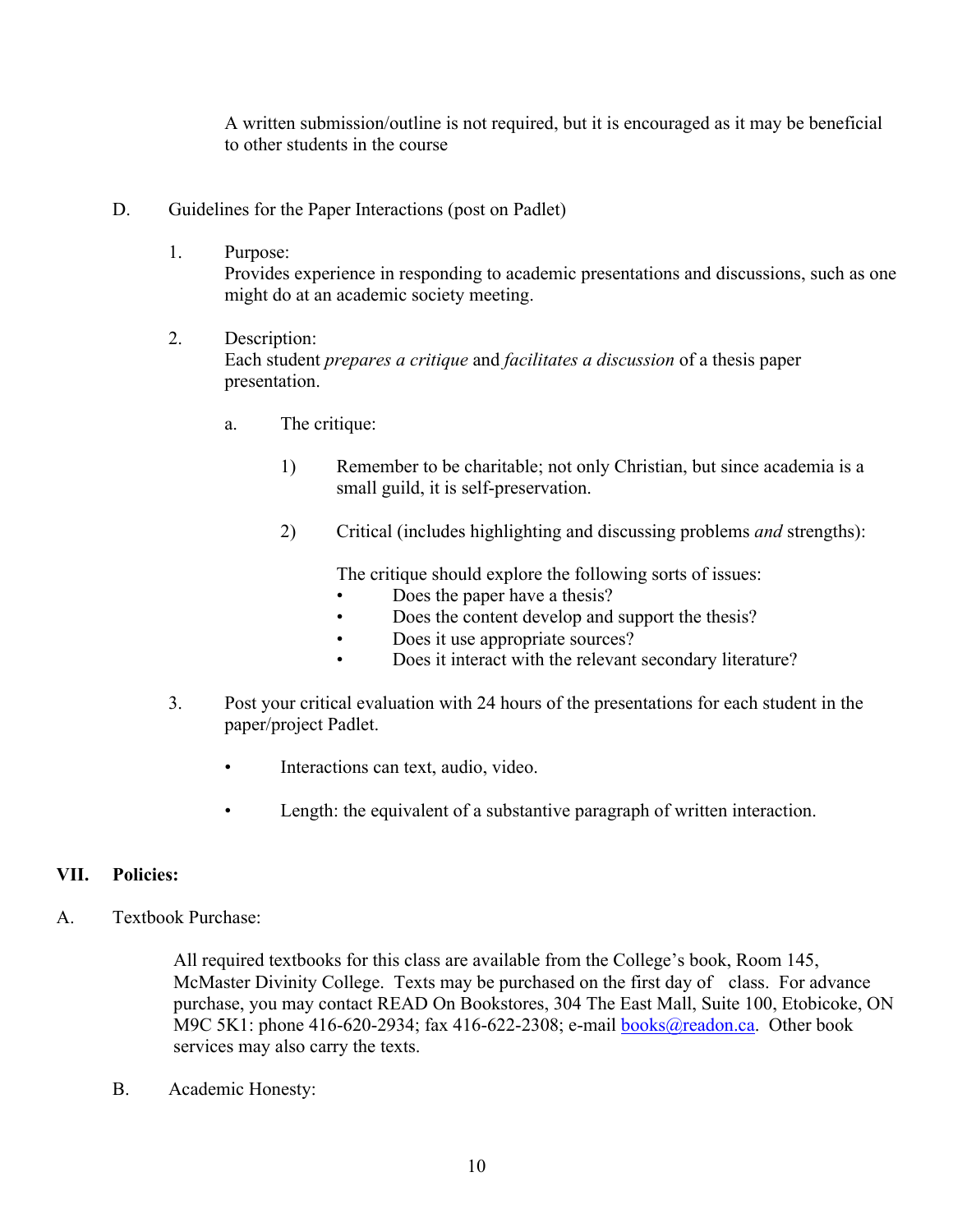A written submission/outline is not required, but it is encouraged as it may be beneficial to other students in the course

D. Guidelines for the Paper Interactions (post on Padlet)

1. Purpose:
   Provides experience in responding to academic presentations and discussions, such as one might do at an academic society meeting.

2. Description:
   Each student *prepares a critique* and *facilitates a discussion* of a thesis paper presentation.

   a. The critique:

      1) Remember to be charitable; not only Christian, but since academia is a small guild, it is self-preservation.

      2) Critical (includes highlighting and discussing problems *and* strengths):

         The critique should explore the following sorts of issues:
         - Does the paper have a thesis?
         - Does the content develop and support the thesis?
         - Does it use appropriate sources?
         - Does it interact with the relevant secondary literature?

3. Post your critical evaluation with 24 hours of the presentations for each student in the paper/project Padlet.

   - Interactions can text, audio, video.
   - Length: the equivalent of a substantive paragraph of written interaction.

## VII. Policies:

A. Textbook Purchase:

All required textbooks for this class are available from the College's book, Room 145, McMaster Divinity College. Texts may be purchased on the first day of class. For advance purchase, you may contact READ On Bookstores, 304 The East Mall, Suite 100, Etobicoke, ON M9C 5K1: phone 416-620-2934; fax 416-622-2308; e-mail books@readon.ca. Other book services may also carry the texts.

B. Academic Honesty: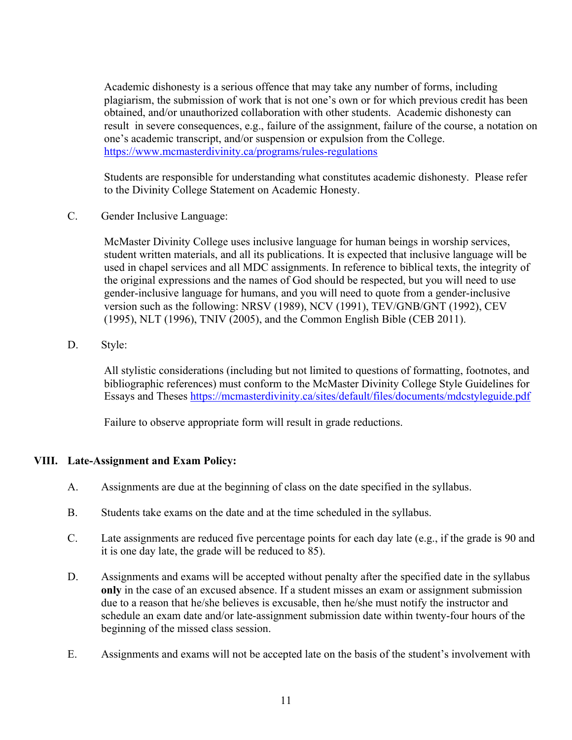Academic dishonesty is a serious offence that may take any number of forms, including plagiarism, the submission of work that is not one's own or for which previous credit has been obtained, and/or unauthorized collaboration with other students. Academic dishonesty can result in severe consequences, e.g., failure of the assignment, failure of the course, a notation on one's academic transcript, and/or suspension or expulsion from the College. https://www.mcmasterdivinity.ca/programs/rules-regulations

Students are responsible for understanding what constitutes academic dishonesty. Please refer to the Divinity College Statement on Academic Honesty.

C. Gender Inclusive Language:

McMaster Divinity College uses inclusive language for human beings in worship services, student written materials, and all its publications. It is expected that inclusive language will be used in chapel services and all MDC assignments. In reference to biblical texts, the integrity of the original expressions and the names of God should be respected, but you will need to use gender-inclusive language for humans, and you will need to quote from a gender-inclusive version such as the following: NRSV (1989), NCV (1991), TEV/GNB/GNT (1992), CEV (1995), NLT (1996), TNIV (2005), and the Common English Bible (CEB 2011).

D. Style:

All stylistic considerations (including but not limited to questions of formatting, footnotes, and bibliographic references) must conform to the McMaster Divinity College Style Guidelines for Essays and Theses https://mcmasterdivinity.ca/sites/default/files/documents/mdcstyleguide.pdf

Failure to observe appropriate form will result in grade reductions.

## VIII. Late-Assignment and Exam Policy:

A. Assignments are due at the beginning of class on the date specified in the syllabus.

B. Students take exams on the date and at the time scheduled in the syllabus.

C. Late assignments are reduced five percentage points for each day late (e.g., if the grade is 90 and it is one day late, the grade will be reduced to 85).

D. Assignments and exams will be accepted without penalty after the specified date in the syllabus **only** in the case of an excused absence. If a student misses an exam or assignment submission due to a reason that he/she believes is excusable, then he/she must notify the instructor and schedule an exam date and/or late-assignment submission date within twenty-four hours of the beginning of the missed class session.

E. Assignments and exams will not be accepted late on the basis of the student's involvement with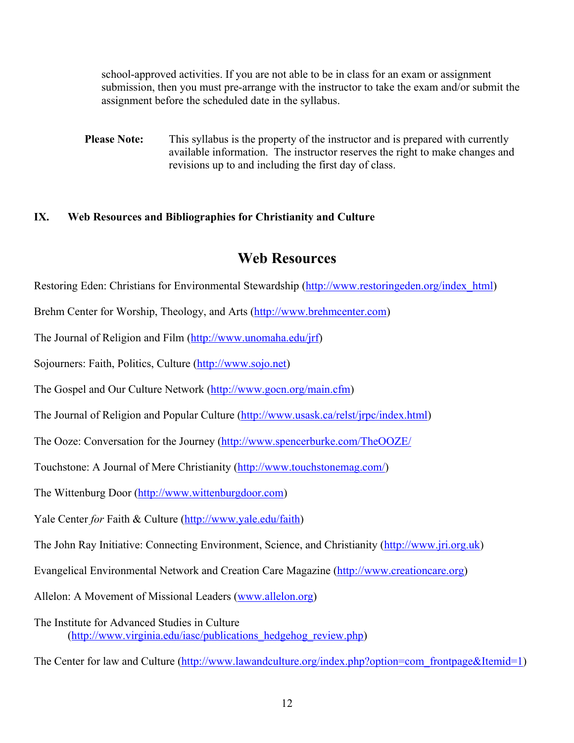school-approved activities. If you are not able to be in class for an exam or assignment submission, then you must pre-arrange with the instructor to take the exam and/or submit the assignment before the scheduled date in the syllabus.

**Please Note:** This syllabus is the property of the instructor and is prepared with currently available information. The instructor reserves the right to make changes and revisions up to and including the first day of class.

## IX. Web Resources and Bibliographies for Christianity and Culture

## Web Resources

Restoring Eden: Christians for Environmental Stewardship (http://www.restoringeden.org/index_html)

Brehm Center for Worship, Theology, and Arts (http://www.brehmcenter.com)

The Journal of Religion and Film (http://www.unomaha.edu/jrf)

Sojourners: Faith, Politics, Culture (http://www.sojo.net)

The Gospel and Our Culture Network (http://www.gocn.org/main.cfm)

The Journal of Religion and Popular Culture (http://www.usask.ca/relst/jrpc/index.html)

The Ooze: Conversation for the Journey (http://www.spencerburke.com/TheOOZE/

Touchstone: A Journal of Mere Christianity (http://www.touchstonemag.com/)

The Wittenburg Door (http://www.wittenburgdoor.com)

Yale Center *for* Faith & Culture (http://www.yale.edu/faith)

The John Ray Initiative: Connecting Environment, Science, and Christianity (http://www.jri.org.uk)

Evangelical Environmental Network and Creation Care Magazine (http://www.creationcare.org)

Allelon: A Movement of Missional Leaders (www.allelon.org)

The Institute for Advanced Studies in Culture (http://www.virginia.edu/iasc/publications_hedgehog_review.php)

The Center for law and Culture (http://www.lawandculture.org/index.php?option=com_frontpage&Itemid=1)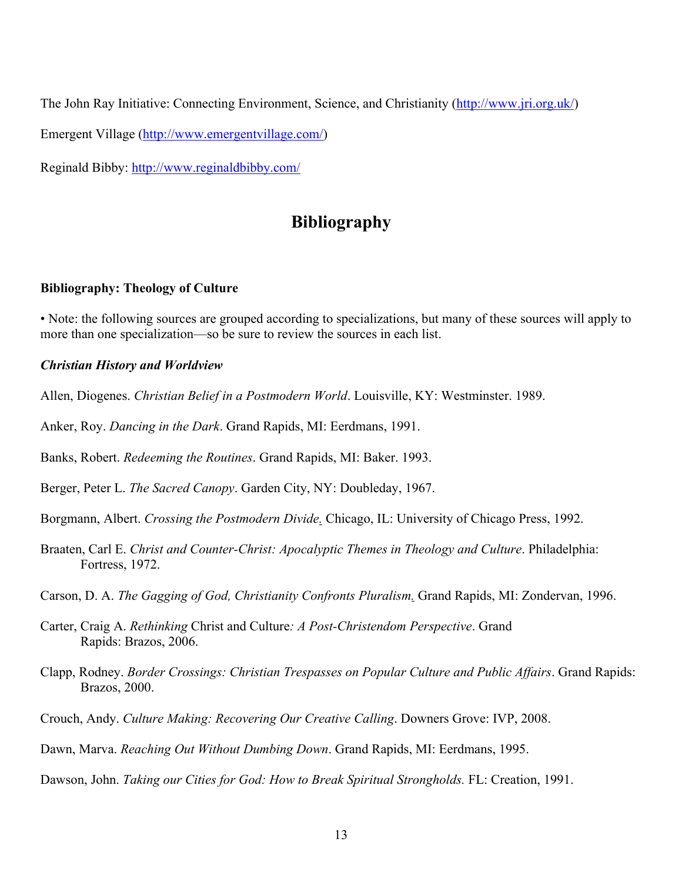The John Ray Initiative: Connecting Environment, Science, and Christianity (http://www.jri.org.uk/)

Emergent Village (http://www.emergentvillage.com/)

Reginald Bibby: http://www.reginaldbibby.com/

# Bibliography

### Bibliography: Theology of Culture

• Note: the following sources are grouped according to specializations, but many of these sources will apply to more than one specialization—so be sure to review the sources in each list.

#### *Christian History and Worldview*

Allen, Diogenes. *Christian Belief in a Postmodern World*. Louisville, KY: Westminster. 1989.

Anker, Roy. *Dancing in the Dark*. Grand Rapids, MI: Eerdmans, 1991.

Banks, Robert. *Redeeming the Routines*. Grand Rapids, MI: Baker. 1993.

Berger, Peter L. *The Sacred Canopy*. Garden City, NY: Doubleday, 1967.

Borgmann, Albert. *Crossing the Postmodern Divide*. Chicago, IL: University of Chicago Press, 1992.

Braaten, Carl E. *Christ and Counter-Christ: Apocalyptic Themes in Theology and Culture*. Philadelphia: Fortress, 1972.

Carson, D. A. *The Gagging of God, Christianity Confronts Pluralism*. Grand Rapids, MI: Zondervan, 1996.

Carter, Craig A. *Rethinking* Christ and Culture*: A Post-Christendom Perspective*. Grand Rapids: Brazos, 2006.

Clapp, Rodney. *Border Crossings: Christian Trespasses on Popular Culture and Public Affairs*. Grand Rapids: Brazos, 2000.

Crouch, Andy. *Culture Making: Recovering Our Creative Calling*. Downers Grove: IVP, 2008.

Dawn, Marva. *Reaching Out Without Dumbing Down*. Grand Rapids, MI: Eerdmans, 1995.

Dawson, John. *Taking our Cities for God: How to Break Spiritual Strongholds.* FL: Creation, 1991.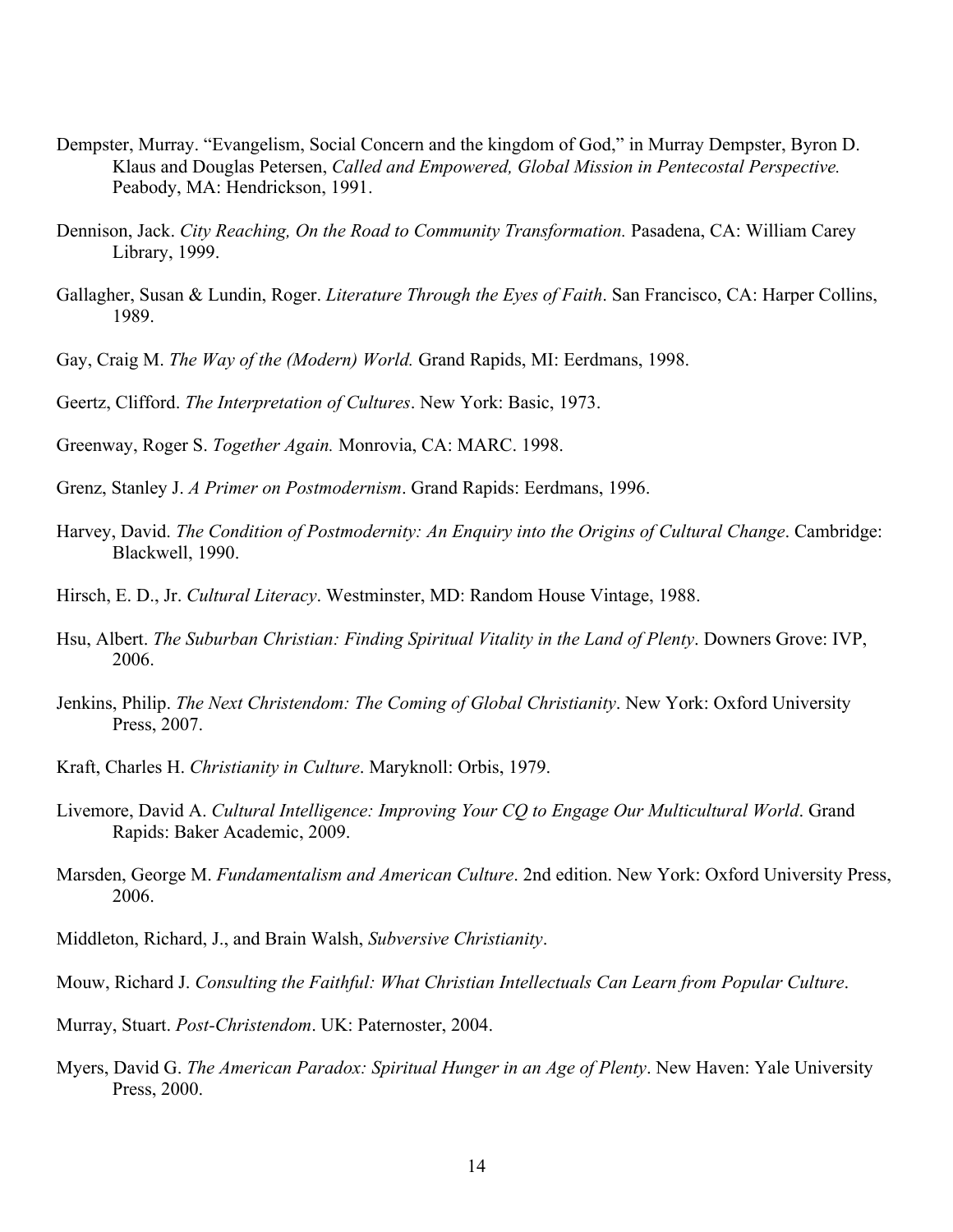Dempster, Murray. "Evangelism, Social Concern and the kingdom of God," in Murray Dempster, Byron D. Klaus and Douglas Petersen, *Called and Empowered, Global Mission in Pentecostal Perspective.* Peabody, MA: Hendrickson, 1991.

Dennison, Jack. *City Reaching, On the Road to Community Transformation.* Pasadena, CA: William Carey Library, 1999.

Gallagher, Susan & Lundin, Roger. *Literature Through the Eyes of Faith*. San Francisco, CA: Harper Collins, 1989.

Gay, Craig M. *The Way of the (Modern) World.* Grand Rapids, MI: Eerdmans, 1998.

Geertz, Clifford. *The Interpretation of Cultures*. New York: Basic, 1973.

Greenway, Roger S. *Together Again.* Monrovia, CA: MARC. 1998.

Grenz, Stanley J. *A Primer on Postmodernism*. Grand Rapids: Eerdmans, 1996.

Harvey, David. *The Condition of Postmodernity: An Enquiry into the Origins of Cultural Change*. Cambridge: Blackwell, 1990.

Hirsch, E. D., Jr. *Cultural Literacy*. Westminster, MD: Random House Vintage, 1988.

Hsu, Albert. *The Suburban Christian: Finding Spiritual Vitality in the Land of Plenty*. Downers Grove: IVP, 2006.

Jenkins, Philip. *The Next Christendom: The Coming of Global Christianity*. New York: Oxford University Press, 2007.

Kraft, Charles H. *Christianity in Culture*. Maryknoll: Orbis, 1979.

Livemore, David A. *Cultural Intelligence: Improving Your CQ to Engage Our Multicultural World*. Grand Rapids: Baker Academic, 2009.

Marsden, George M. *Fundamentalism and American Culture*. 2nd edition. New York: Oxford University Press, 2006.

Middleton, Richard, J., and Brain Walsh, *Subversive Christianity*.

Mouw, Richard J. *Consulting the Faithful: What Christian Intellectuals Can Learn from Popular Culture*.

Murray, Stuart. *Post-Christendom*. UK: Paternoster, 2004.

Myers, David G. *The American Paradox: Spiritual Hunger in an Age of Plenty*. New Haven: Yale University Press, 2000.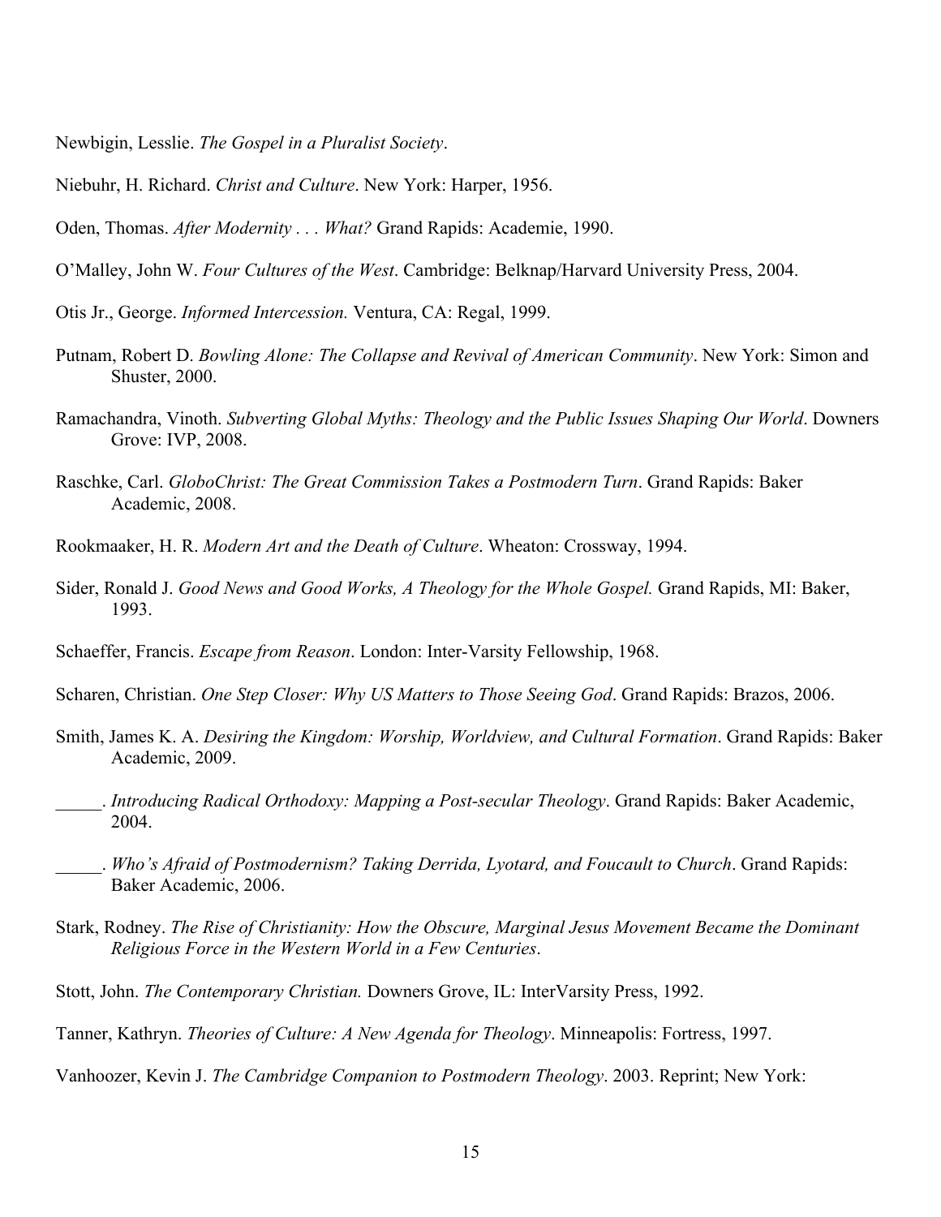Newbigin, Lesslie. *The Gospel in a Pluralist Society*.

Niebuhr, H. Richard. *Christ and Culture*. New York: Harper, 1956.

Oden, Thomas. *After Modernity . . . What?* Grand Rapids: Academie, 1990.

O'Malley, John W. *Four Cultures of the West*. Cambridge: Belknap/Harvard University Press, 2004.

Otis Jr., George. *Informed Intercession.* Ventura, CA: Regal, 1999.

Putnam, Robert D. *Bowling Alone: The Collapse and Revival of American Community*. New York: Simon and Shuster, 2000.

Ramachandra, Vinoth. *Subverting Global Myths: Theology and the Public Issues Shaping Our World*. Downers Grove: IVP, 2008.

Raschke, Carl. *GloboChrist: The Great Commission Takes a Postmodern Turn*. Grand Rapids: Baker Academic, 2008.

Rookmaaker, H. R. *Modern Art and the Death of Culture*. Wheaton: Crossway, 1994.

Sider, Ronald J. *Good News and Good Works, A Theology for the Whole Gospel.* Grand Rapids, MI: Baker, 1993.

Schaeffer, Francis. *Escape from Reason*. London: Inter-Varsity Fellowship, 1968.

Scharen, Christian. *One Step Closer: Why US Matters to Those Seeing God*. Grand Rapids: Brazos, 2006.

Smith, James K. A. *Desiring the Kingdom: Worship, Worldview, and Cultural Formation*. Grand Rapids: Baker Academic, 2009.

_____. *Introducing Radical Orthodoxy: Mapping a Post-secular Theology*. Grand Rapids: Baker Academic, 2004.

_____. *Who's Afraid of Postmodernism? Taking Derrida, Lyotard, and Foucault to Church*. Grand Rapids: Baker Academic, 2006.

Stark, Rodney. *The Rise of Christianity: How the Obscure, Marginal Jesus Movement Became the Dominant Religious Force in the Western World in a Few Centuries*.

Stott, John. *The Contemporary Christian.* Downers Grove, IL: InterVarsity Press, 1992.

Tanner, Kathryn. *Theories of Culture: A New Agenda for Theology*. Minneapolis: Fortress, 1997.

Vanhoozer, Kevin J. *The Cambridge Companion to Postmodern Theology*. 2003. Reprint; New York: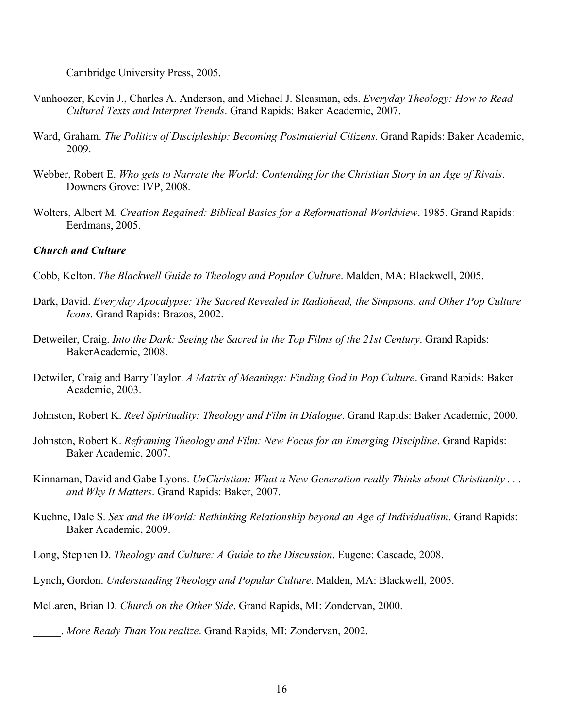Cambridge University Press, 2005.

Vanhoozer, Kevin J., Charles A. Anderson, and Michael J. Sleasman, eds. *Everyday Theology: How to Read Cultural Texts and Interpret Trends*. Grand Rapids: Baker Academic, 2007.

Ward, Graham. *The Politics of Discipleship: Becoming Postmaterial Citizens*. Grand Rapids: Baker Academic, 2009.

Webber, Robert E. *Who gets to Narrate the World: Contending for the Christian Story in an Age of Rivals*. Downers Grove: IVP, 2008.

Wolters, Albert M. *Creation Regained: Biblical Basics for a Reformational Worldview*. 1985. Grand Rapids: Eerdmans, 2005.

***Church and Culture***

Cobb, Kelton. *The Blackwell Guide to Theology and Popular Culture*. Malden, MA: Blackwell, 2005.

Dark, David. *Everyday Apocalypse: The Sacred Revealed in Radiohead, the Simpsons, and Other Pop Culture Icons*. Grand Rapids: Brazos, 2002.

Detweiler, Craig. *Into the Dark: Seeing the Sacred in the Top Films of the 21st Century*. Grand Rapids: BakerAcademic, 2008.

Detwiler, Craig and Barry Taylor. *A Matrix of Meanings: Finding God in Pop Culture*. Grand Rapids: Baker Academic, 2003.

Johnston, Robert K. *Reel Spirituality: Theology and Film in Dialogue*. Grand Rapids: Baker Academic, 2000.

Johnston, Robert K. *Reframing Theology and Film: New Focus for an Emerging Discipline*. Grand Rapids: Baker Academic, 2007.

Kinnaman, David and Gabe Lyons. *UnChristian: What a New Generation really Thinks about Christianity . . . and Why It Matters*. Grand Rapids: Baker, 2007.

Kuehne, Dale S. *Sex and the iWorld: Rethinking Relationship beyond an Age of Individualism*. Grand Rapids: Baker Academic, 2009.

Long, Stephen D. *Theology and Culture: A Guide to the Discussion*. Eugene: Cascade, 2008.

Lynch, Gordon. *Understanding Theology and Popular Culture*. Malden, MA: Blackwell, 2005.

McLaren, Brian D. *Church on the Other Side*. Grand Rapids, MI: Zondervan, 2000.

_____. *More Ready Than You realize*. Grand Rapids, MI: Zondervan, 2002.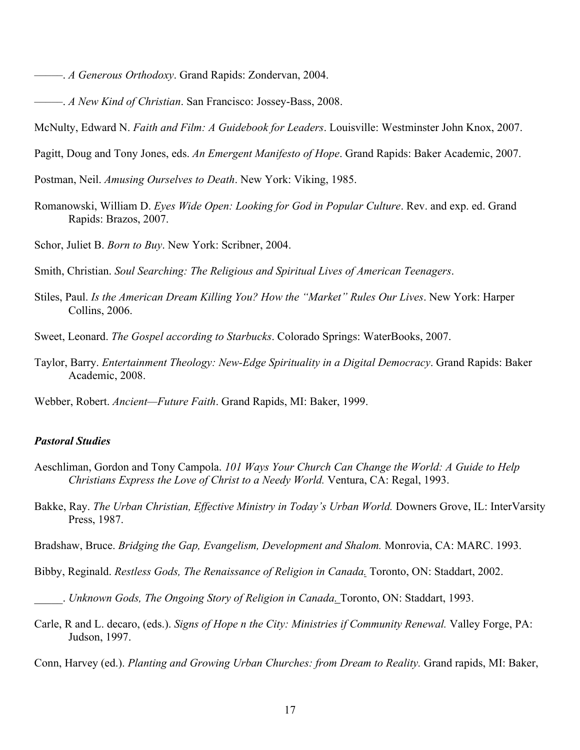———. *A Generous Orthodoxy*. Grand Rapids: Zondervan, 2004.

———. *A New Kind of Christian*. San Francisco: Jossey-Bass, 2008.

McNulty, Edward N. *Faith and Film: A Guidebook for Leaders*. Louisville: Westminster John Knox, 2007.

Pagitt, Doug and Tony Jones, eds. *An Emergent Manifesto of Hope*. Grand Rapids: Baker Academic, 2007.

Postman, Neil. *Amusing Ourselves to Death*. New York: Viking, 1985.

Romanowski, William D. *Eyes Wide Open: Looking for God in Popular Culture*. Rev. and exp. ed. Grand Rapids: Brazos, 2007.

Schor, Juliet B. *Born to Buy*. New York: Scribner, 2004.

Smith, Christian. *Soul Searching: The Religious and Spiritual Lives of American Teenagers*.

Stiles, Paul. *Is the American Dream Killing You? How the "Market" Rules Our Lives*. New York: Harper Collins, 2006.

Sweet, Leonard. *The Gospel according to Starbucks*. Colorado Springs: WaterBooks, 2007.

Taylor, Barry. *Entertainment Theology: New-Edge Spirituality in a Digital Democracy*. Grand Rapids: Baker Academic, 2008.

Webber, Robert. *Ancient—Future Faith*. Grand Rapids, MI: Baker, 1999.

### *Pastoral Studies*

Aeschliman, Gordon and Tony Campola. *101 Ways Your Church Can Change the World: A Guide to Help Christians Express the Love of Christ to a Needy World.* Ventura, CA: Regal, 1993.

Bakke, Ray. *The Urban Christian, Effective Ministry in Today's Urban World.* Downers Grove, IL: InterVarsity Press, 1987.

Bradshaw, Bruce. *Bridging the Gap, Evangelism, Development and Shalom.* Monrovia, CA: MARC. 1993.

Bibby, Reginald. *Restless Gods, The Renaissance of Religion in Canada.* Toronto, ON: Staddart, 2002.

_____. *Unknown Gods, The Ongoing Story of Religion in Canada.* Toronto, ON: Staddart, 1993.

Carle, R and L. decaro, (eds.). *Signs of Hope n the City: Ministries if Community Renewal.* Valley Forge, PA: Judson, 1997.

Conn, Harvey (ed.). *Planting and Growing Urban Churches: from Dream to Reality.* Grand rapids, MI: Baker,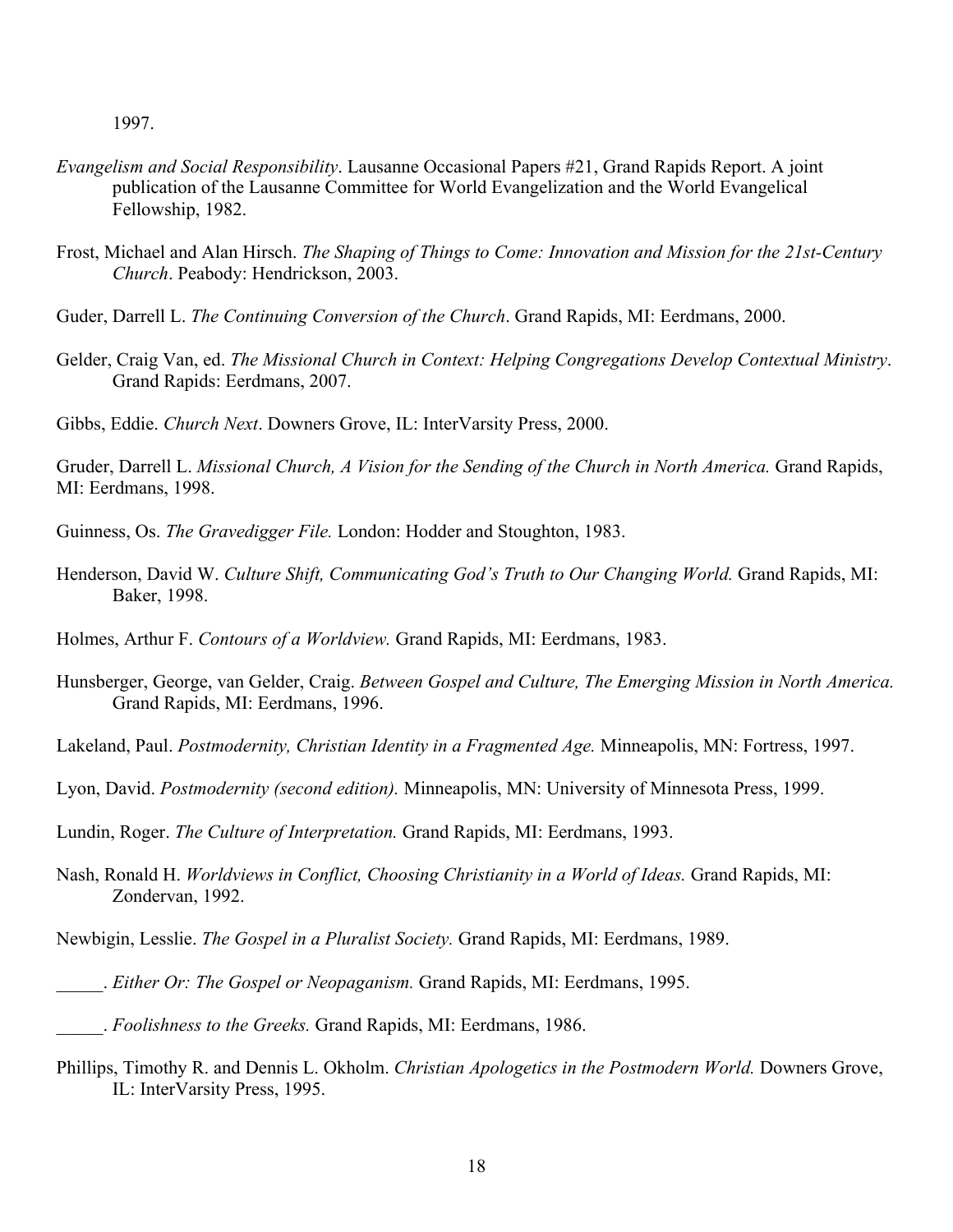1997.

*Evangelism and Social Responsibility*. Lausanne Occasional Papers #21, Grand Rapids Report. A joint publication of the Lausanne Committee for World Evangelization and the World Evangelical Fellowship, 1982.

Frost, Michael and Alan Hirsch. *The Shaping of Things to Come: Innovation and Mission for the 21st-Century Church*. Peabody: Hendrickson, 2003.

Guder, Darrell L. *The Continuing Conversion of the Church*. Grand Rapids, MI: Eerdmans, 2000.

Gelder, Craig Van, ed. *The Missional Church in Context: Helping Congregations Develop Contextual Ministry*. Grand Rapids: Eerdmans, 2007.

Gibbs, Eddie. *Church Next*. Downers Grove, IL: InterVarsity Press, 2000.

Gruder, Darrell L. *Missional Church, A Vision for the Sending of the Church in North America.* Grand Rapids, MI: Eerdmans, 1998.

Guinness, Os. *The Gravedigger File.* London: Hodder and Stoughton, 1983.

Henderson, David W. *Culture Shift, Communicating God's Truth to Our Changing World.* Grand Rapids, MI: Baker, 1998.

Holmes, Arthur F. *Contours of a Worldview.* Grand Rapids, MI: Eerdmans, 1983.

Hunsberger, George, van Gelder, Craig. *Between Gospel and Culture, The Emerging Mission in North America.* Grand Rapids, MI: Eerdmans, 1996.

Lakeland, Paul. *Postmodernity, Christian Identity in a Fragmented Age.* Minneapolis, MN: Fortress, 1997.

Lyon, David. *Postmodernity (second edition).* Minneapolis, MN: University of Minnesota Press, 1999.

Lundin, Roger. *The Culture of Interpretation.* Grand Rapids, MI: Eerdmans, 1993.

Nash, Ronald H. *Worldviews in Conflict, Choosing Christianity in a World of Ideas.* Grand Rapids, MI: Zondervan, 1992.

Newbigin, Lesslie. *The Gospel in a Pluralist Society.* Grand Rapids, MI: Eerdmans, 1989.

_____. *Either Or: The Gospel or Neopaganism.* Grand Rapids, MI: Eerdmans, 1995.

_____. *Foolishness to the Greeks.* Grand Rapids, MI: Eerdmans, 1986.

Phillips, Timothy R. and Dennis L. Okholm. *Christian Apologetics in the Postmodern World.* Downers Grove, IL: InterVarsity Press, 1995.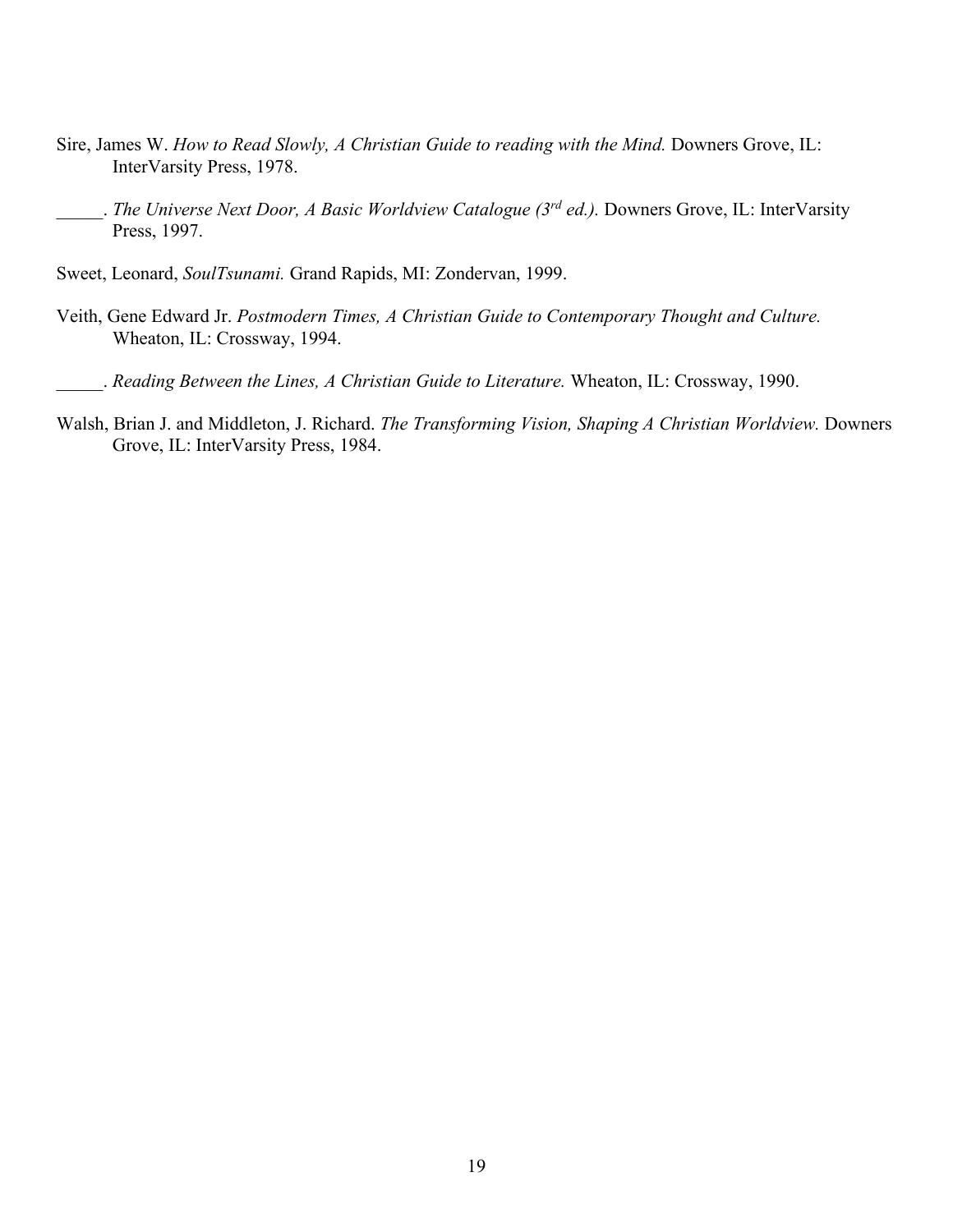Sire, James W. *How to Read Slowly, A Christian Guide to reading with the Mind.* Downers Grove, IL: InterVarsity Press, 1978.

_____. *The Universe Next Door, A Basic Worldview Catalogue (3rd ed.).* Downers Grove, IL: InterVarsity Press, 1997.

Sweet, Leonard, *SoulTsunami.* Grand Rapids, MI: Zondervan, 1999.

Veith, Gene Edward Jr. *Postmodern Times, A Christian Guide to Contemporary Thought and Culture.* Wheaton, IL: Crossway, 1994.

_____. *Reading Between the Lines, A Christian Guide to Literature.* Wheaton, IL: Crossway, 1990.

Walsh, Brian J. and Middleton, J. Richard. *The Transforming Vision, Shaping A Christian Worldview.* Downers Grove, IL: InterVarsity Press, 1984.